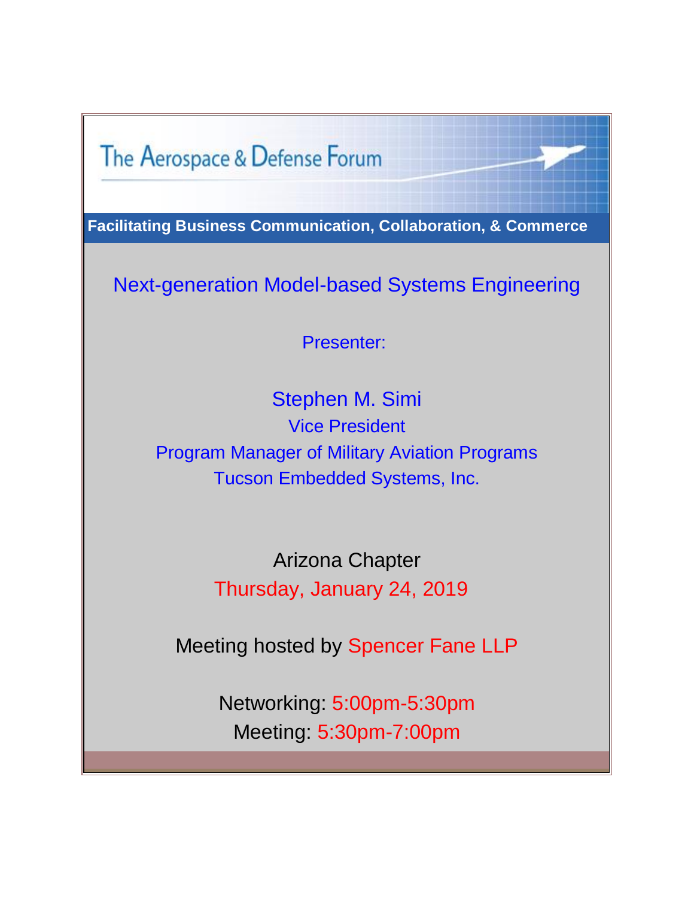# The Aerospace & Defense Forum

**Facilitating Business Communication, Collaboration, & Commerce**

## Next-generation Model-based Systems Engineering

Presenter:

Stephen M. Simi
Vice President
Program Manager of Military Aviation Programs
Tucson Embedded Systems, Inc.

Arizona Chapter
Thursday, January 24, 2019

Meeting hosted by Spencer Fane LLP

Networking: 5:00pm-5:30pm
Meeting: 5:30pm-7:00pm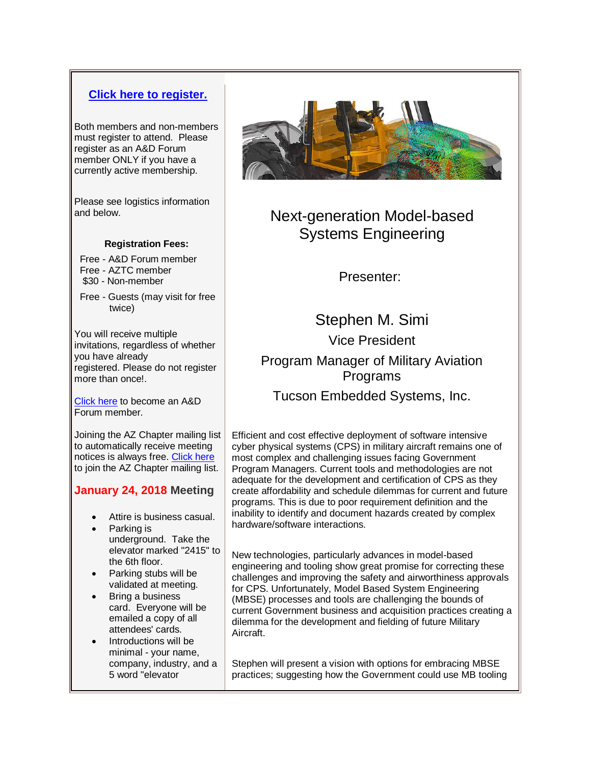**Click here to register.**

Both members and non-members must register to attend. Please register as an A&D Forum member ONLY if you have a currently active membership.

Please see logistics information and below.

**Registration Fees:**

Free - A&D Forum member
Free - AZTC member
$30 - Non-member

Free - Guests (may visit for free twice)

You will receive multiple invitations, regardless of whether you have already registered. Please do not register more than once!.

Click here to become an A&D Forum member.

Joining the AZ Chapter mailing list to automatically receive meeting notices is always free. Click here to join the AZ Chapter mailing list.

## January 24, 2018 Meeting

- Attire is business casual.
- Parking is underground. Take the elevator marked "2415" to the 6th floor.
- Parking stubs will be validated at meeting.
- Bring a business card. Everyone will be emailed a copy of all attendees' cards.
- Introductions will be minimal - your name, company, industry, and a 5 word "elevator

# Next-generation Model-based Systems Engineering

Presenter:

Stephen M. Simi

Vice President

Program Manager of Military Aviation Programs

Tucson Embedded Systems, Inc.

Efficient and cost effective deployment of software intensive cyber physical systems (CPS) in military aircraft remains one of most complex and challenging issues facing Government Program Managers. Current tools and methodologies are not adequate for the development and certification of CPS as they create affordability and schedule dilemmas for current and future programs. This is due to poor requirement definition and the inability to identify and document hazards created by complex hardware/software interactions.

New technologies, particularly advances in model-based engineering and tooling show great promise for correcting these challenges and improving the safety and airworthiness approvals for CPS. Unfortunately, Model Based System Engineering (MBSE) processes and tools are challenging the bounds of current Government business and acquisition practices creating a dilemma for the development and fielding of future Military Aircraft.

Stephen will present a vision with options for embracing MBSE practices; suggesting how the Government could use MB tooling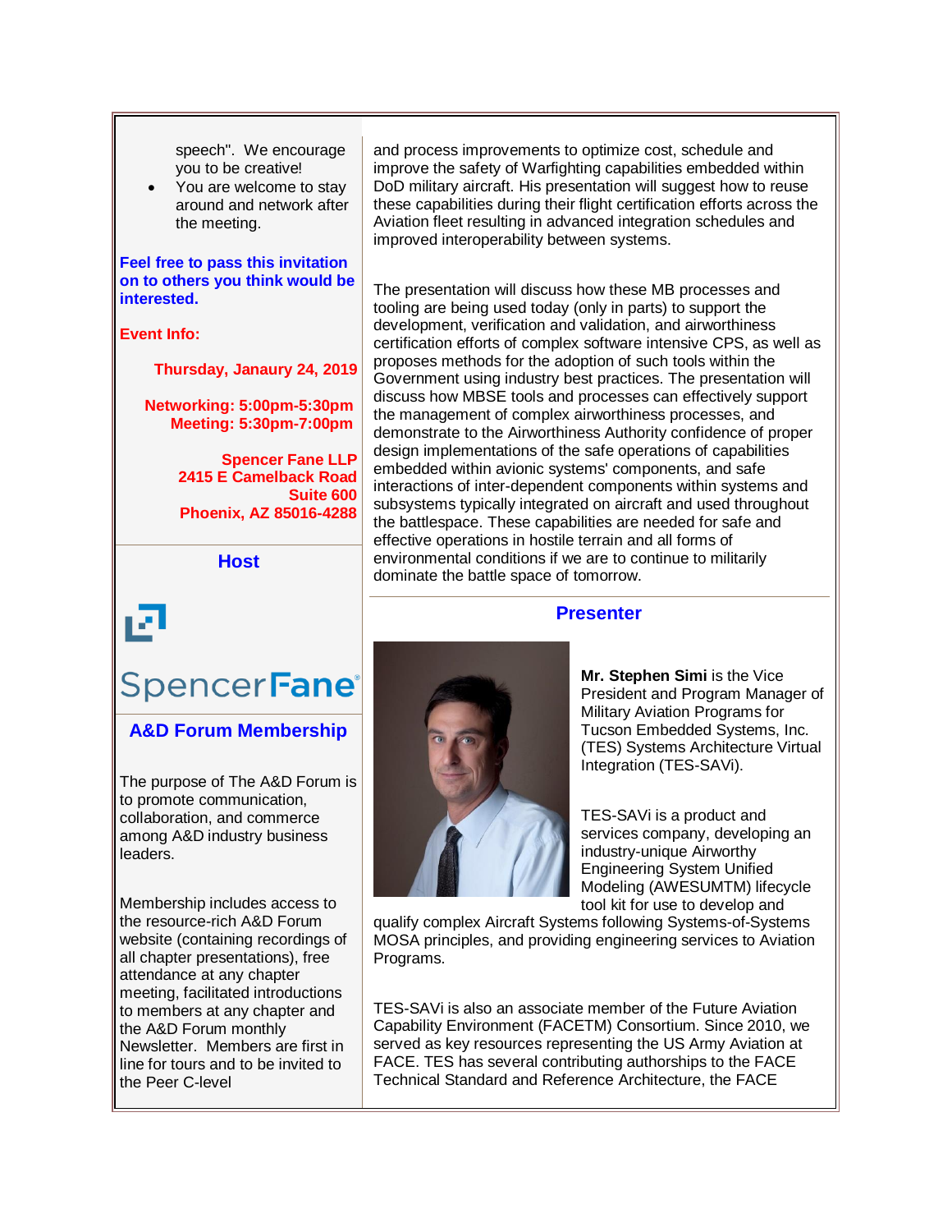speech". We encourage you to be creative!

- You are welcome to stay around and network after the meeting.

**Feel free to pass this invitation on to others you think would be interested.**

**Event Info:**

**Thursday, Janaury 24, 2019**

**Networking: 5:00pm-5:30pm**
**Meeting: 5:30pm-7:00pm**

**Spencer Fane LLP**
**2415 E Camelback Road**
**Suite 600**
**Phoenix, AZ 85016-4288**

## Host

SpencerFane®

## A&D Forum Membership

The purpose of The A&D Forum is to promote communication, collaboration, and commerce among A&D industry business leaders.

Membership includes access to the resource-rich A&D Forum website (containing recordings of all chapter presentations), free attendance at any chapter meeting, facilitated introductions to members at any chapter and the A&D Forum monthly Newsletter. Members are first in line for tours and to be invited to the Peer C-level

and process improvements to optimize cost, schedule and improve the safety of Warfighting capabilities embedded within DoD military aircraft. His presentation will suggest how to reuse these capabilities during their flight certification efforts across the Aviation fleet resulting in advanced integration schedules and improved interoperability between systems.

The presentation will discuss how these MB processes and tooling are being used today (only in parts) to support the development, verification and validation, and airworthiness certification efforts of complex software intensive CPS, as well as proposes methods for the adoption of such tools within the Government using industry best practices. The presentation will discuss how MBSE tools and processes can effectively support the management of complex airworthiness processes, and demonstrate to the Airworthiness Authority confidence of proper design implementations of the safe operations of capabilities embedded within avionic systems' components, and safe interactions of inter-dependent components within systems and subsystems typically integrated on aircraft and used throughout the battlespace. These capabilities are needed for safe and effective operations in hostile terrain and all forms of environmental conditions if we are to continue to militarily dominate the battle space of tomorrow.

## Presenter

**Mr. Stephen Simi** is the Vice President and Program Manager of Military Aviation Programs for Tucson Embedded Systems, Inc. (TES) Systems Architecture Virtual Integration (TES-SAVi).

TES-SAVi is a product and services company, developing an industry-unique Airworthy Engineering System Unified Modeling (AWESUMTM) lifecycle tool kit for use to develop and qualify complex Aircraft Systems following Systems-of-Systems MOSA principles, and providing engineering services to Aviation Programs.

TES-SAVi is also an associate member of the Future Aviation Capability Environment (FACETM) Consortium. Since 2010, we served as key resources representing the US Army Aviation at FACE. TES has several contributing authorships to the FACE Technical Standard and Reference Architecture, the FACE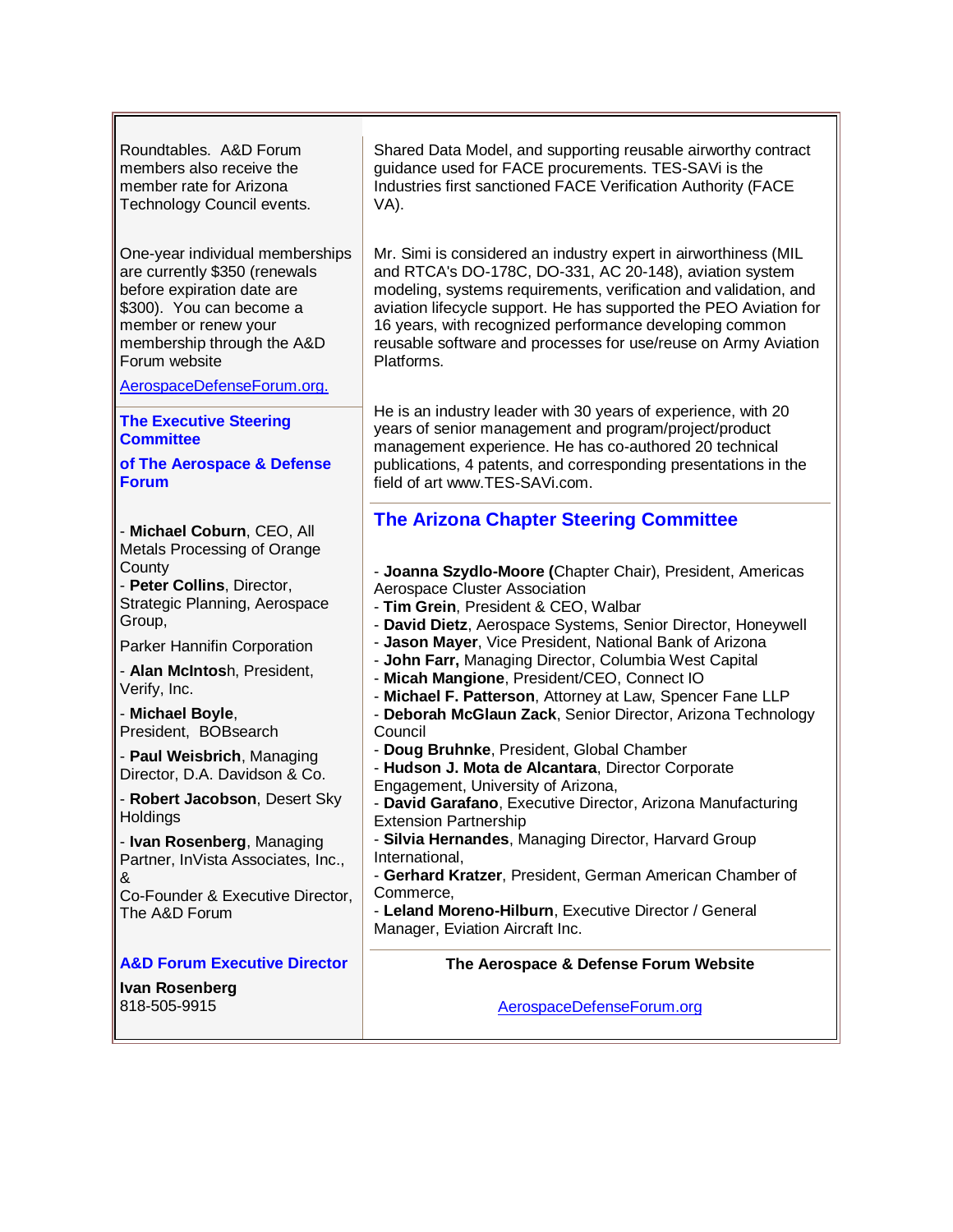Roundtables. A&D Forum members also receive the member rate for Arizona Technology Council events.

One-year individual memberships are currently $350 (renewals before expiration date are $300). You can become a member or renew your membership through the A&D Forum website

AerospaceDefenseForum.org.

**The Executive Steering Committee**

**of The Aerospace & Defense Forum**

- **Michael Coburn**, CEO, All Metals Processing of Orange County
- **Peter Collins**, Director, Strategic Planning, Aerospace Group,

Parker Hannifin Corporation

- **Alan McIntosh**, President, Verify, Inc.
- **Michael Boyle**, President, BOBsearch
- **Paul Weisbrich**, Managing Director, D.A. Davidson & Co.
- **Robert Jacobson**, Desert Sky Holdings
- **Ivan Rosenberg**, Managing Partner, InVista Associates, Inc., & Co-Founder & Executive Director, The A&D Forum

**A&D Forum Executive Director**

**Ivan Rosenberg**
818-505-9915

Shared Data Model, and supporting reusable airworthy contract guidance used for FACE procurements. TES-SAVi is the Industries first sanctioned FACE Verification Authority (FACE VA).

Mr. Simi is considered an industry expert in airworthiness (MIL and RTCA's DO-178C, DO-331, AC 20-148), aviation system modeling, systems requirements, verification and validation, and aviation lifecycle support. He has supported the PEO Aviation for 16 years, with recognized performance developing common reusable software and processes for use/reuse on Army Aviation Platforms.

He is an industry leader with 30 years of experience, with 20 years of senior management and program/project/product management experience. He has co-authored 20 technical publications, 4 patents, and corresponding presentations in the field of art www.TES-SAVi.com.

## The Arizona Chapter Steering Committee

- **Joanna Szydlo-Moore (**Chapter Chair), President, Americas Aerospace Cluster Association
- **Tim Grein**, President & CEO, Walbar
- **David Dietz**, Aerospace Systems, Senior Director, Honeywell
- **Jason Mayer**, Vice President, National Bank of Arizona
- **John Farr,** Managing Director, Columbia West Capital
- **Micah Mangione**, President/CEO, Connect IO
- **Michael F. Patterson**, Attorney at Law, Spencer Fane LLP
- **Deborah McGlaun Zack**, Senior Director, Arizona Technology Council
- **Doug Bruhnke**, President, Global Chamber
- **Hudson J. Mota de Alcantara**, Director Corporate Engagement, University of Arizona,
- **David Garafano**, Executive Director, Arizona Manufacturing Extension Partnership
- **Silvia Hernandes**, Managing Director, Harvard Group International,
- **Gerhard Kratzer**, President, German American Chamber of Commerce,
- **Leland Moreno-Hilburn**, Executive Director / General Manager, Eviation Aircraft Inc.

**The Aerospace & Defense Forum Website**

AerospaceDefenseForum.org